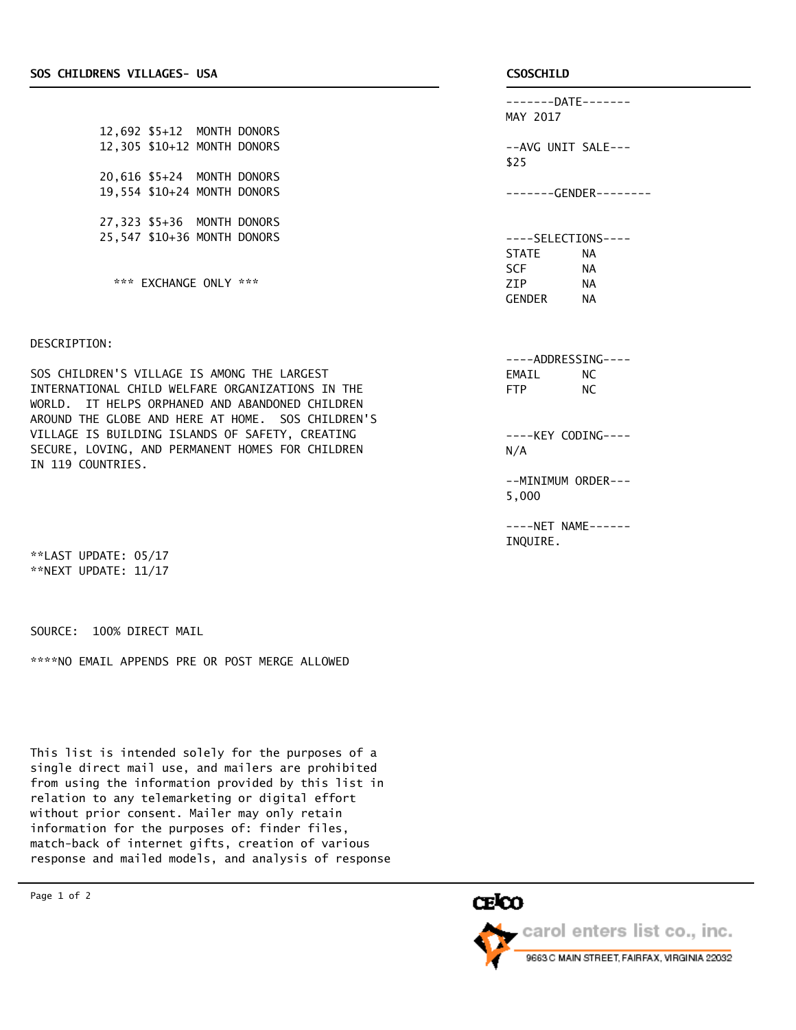## SOS CHILDRENS VILLAGES- USA

| Count | Description |
|---|---|
| 12,692 | $5+12 MONTH DONORS |
| 12,305 | $10+12 MONTH DONORS |
| 20,616 | $5+24 MONTH DONORS |
| 19,554 | $10+24 MONTH DONORS |
| 27,323 | $5+36 MONTH DONORS |
| 25,547 | $10+36 MONTH DONORS |

*** EXCHANGE ONLY ***

DESCRIPTION:

SOS CHILDREN'S VILLAGE IS AMONG THE LARGEST INTERNATIONAL CHILD WELFARE ORGANIZATIONS IN THE WORLD. IT HELPS ORPHANED AND ABANDONED CHILDREN AROUND THE GLOBE AND HERE AT HOME. SOS CHILDREN'S VILLAGE IS BUILDING ISLANDS OF SAFETY, CREATING SECURE, LOVING, AND PERMANENT HOMES FOR CHILDREN IN 119 COUNTRIES.

**LAST UPDATE: 05/17
**NEXT UPDATE: 11/17

SOURCE: 100% DIRECT MAIL

****NO EMAIL APPENDS PRE OR POST MERGE ALLOWED

This list is intended solely for the purposes of a single direct mail use, and mailers are prohibited from using the information provided by this list in relation to any telemarketing or digital effort without prior consent. Mailer may only retain information for the purposes of: finder files, match-back of internet gifts, creation of various response and mailed models, and analysis of response

## CSOSCHILD

-------DATE-------
MAY 2017

--AVG UNIT SALE---
$25

-------GENDER--------

----SELECTIONS----

| | |
|---|---|
| STATE | NA |
| SCF | NA |
| ZIP | NA |
| GENDER | NA |

----ADDRESSING----

| | |
|---|---|
| EMAIL | NC |
| FTP | NC |

----KEY CODING----
N/A

--MINIMUM ORDER---
5,000

----NET NAME------
INQUIRE.

CELCO carol enters list co., inc.
9663 C MAIN STREET, FAIRFAX, VIRGINIA 22032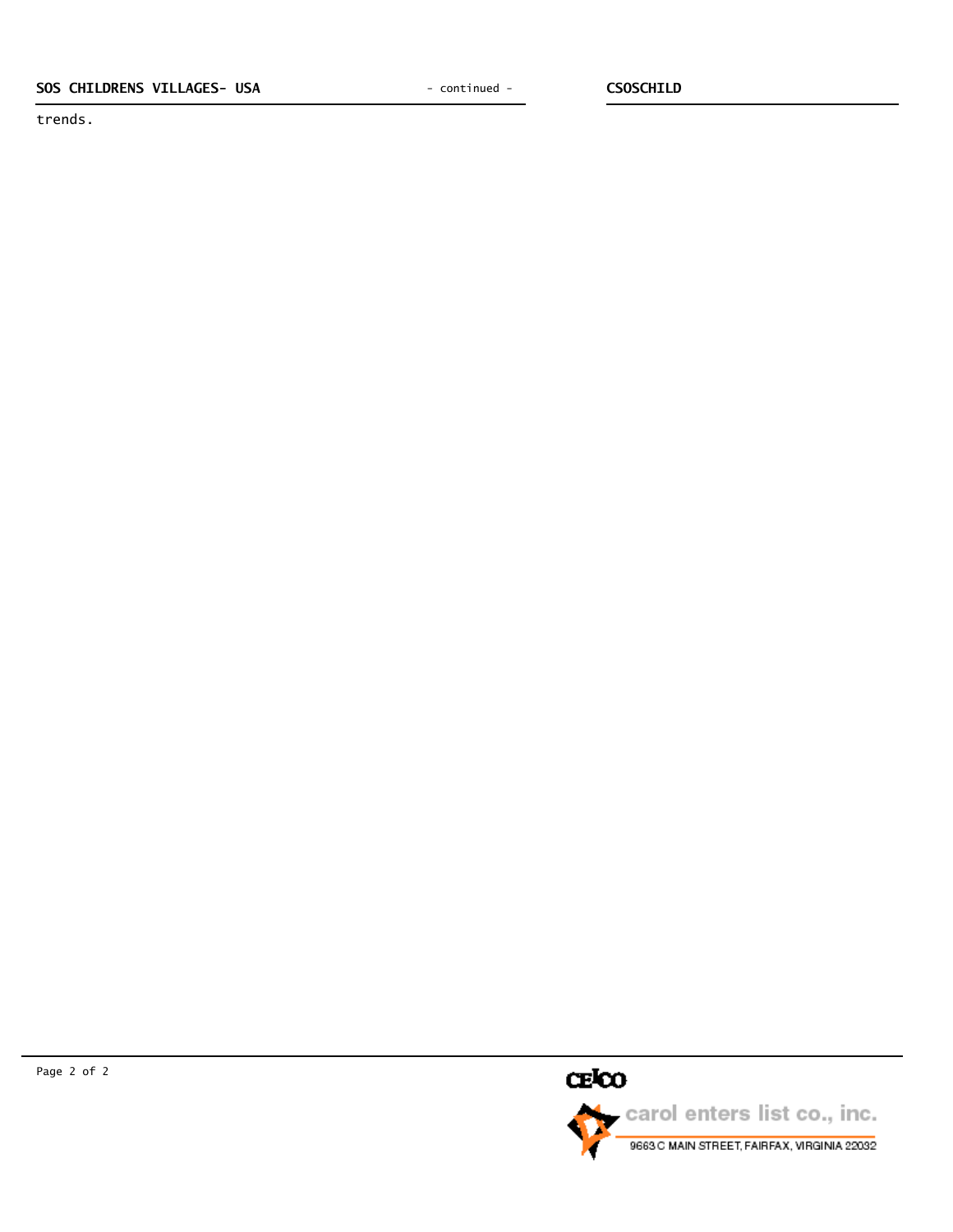trends.